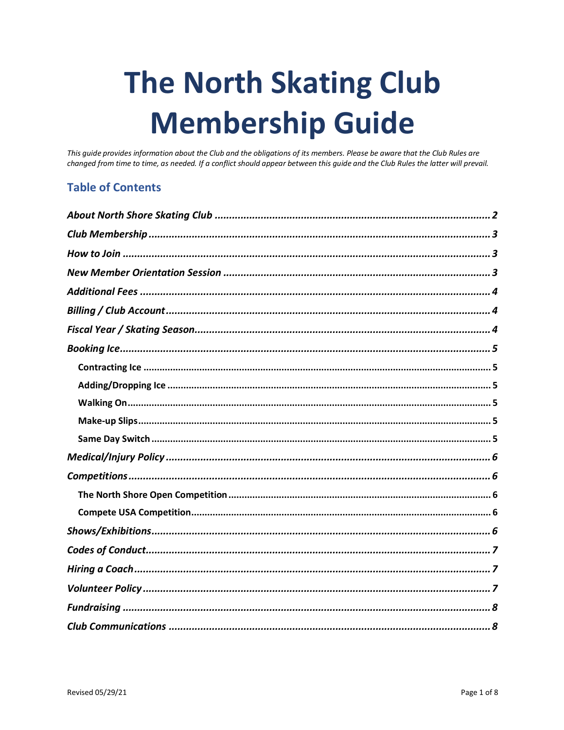# The North Skating Club Membership Guide

*This guide provides information about the Club and the obligations of its members. Please be aware that the Club Rules are changed from time to time, as needed. If a conflict should appear between this guide and the Club Rules the latter will prevail.*

## Table of Contents

- ***About North Shore Skating Club*** ..... ***2***
- ***Club Membership*** ..... ***3***
- ***How to Join*** ..... ***3***
- ***New Member Orientation Session*** ..... ***3***
- ***Additional Fees*** ..... ***4***
- ***Billing / Club Account*** ..... ***4***
- ***Fiscal Year / Skating Season*** ..... ***4***
- ***Booking Ice*** ..... ***5***
  - **Contracting Ice** ..... **5**
  - **Adding/Dropping Ice** ..... **5**
  - **Walking On** ..... **5**
  - **Make-up Slips** ..... **5**
  - **Same Day Switch** ..... **5**
- ***Medical/Injury Policy*** ..... ***6***
- ***Competitions*** ..... ***6***
  - **The North Shore Open Competition** ..... **6**
  - **Compete USA Competition** ..... **6**
- ***Shows/Exhibitions*** ..... ***6***
- ***Codes of Conduct*** ..... ***7***
- ***Hiring a Coach*** ..... ***7***
- ***Volunteer Policy*** ..... ***7***
- ***Fundraising*** ..... ***8***
- ***Club Communications*** ..... ***8***

Revised 05/29/21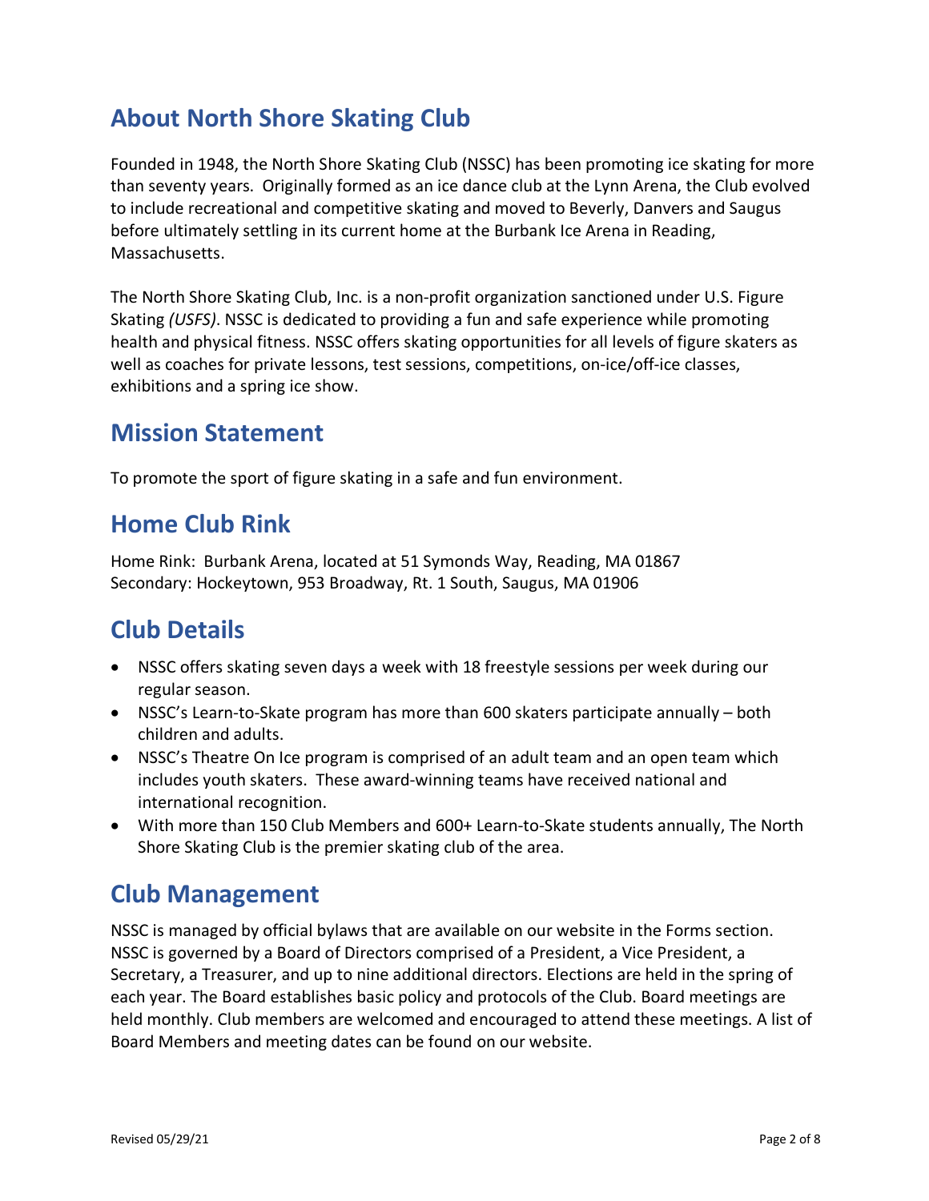## About North Shore Skating Club

Founded in 1948, the North Shore Skating Club (NSSC) has been promoting ice skating for more than seventy years. Originally formed as an ice dance club at the Lynn Arena, the Club evolved to include recreational and competitive skating and moved to Beverly, Danvers and Saugus before ultimately settling in its current home at the Burbank Ice Arena in Reading, Massachusetts.

The North Shore Skating Club, Inc. is a non-profit organization sanctioned under U.S. Figure Skating *(USFS)*. NSSC is dedicated to providing a fun and safe experience while promoting health and physical fitness. NSSC offers skating opportunities for all levels of figure skaters as well as coaches for private lessons, test sessions, competitions, on-ice/off-ice classes, exhibitions and a spring ice show.

## Mission Statement

To promote the sport of figure skating in a safe and fun environment.

## Home Club Rink

Home Rink: Burbank Arena, located at 51 Symonds Way, Reading, MA 01867
Secondary: Hockeytown, 953 Broadway, Rt. 1 South, Saugus, MA 01906

## Club Details

- NSSC offers skating seven days a week with 18 freestyle sessions per week during our regular season.
- NSSC's Learn-to-Skate program has more than 600 skaters participate annually – both children and adults.
- NSSC's Theatre On Ice program is comprised of an adult team and an open team which includes youth skaters. These award-winning teams have received national and international recognition.
- With more than 150 Club Members and 600+ Learn-to-Skate students annually, The North Shore Skating Club is the premier skating club of the area.

## Club Management

NSSC is managed by official bylaws that are available on our website in the Forms section. NSSC is governed by a Board of Directors comprised of a President, a Vice President, a Secretary, a Treasurer, and up to nine additional directors. Elections are held in the spring of each year. The Board establishes basic policy and protocols of the Club. Board meetings are held monthly. Club members are welcomed and encouraged to attend these meetings. A list of Board Members and meeting dates can be found on our website.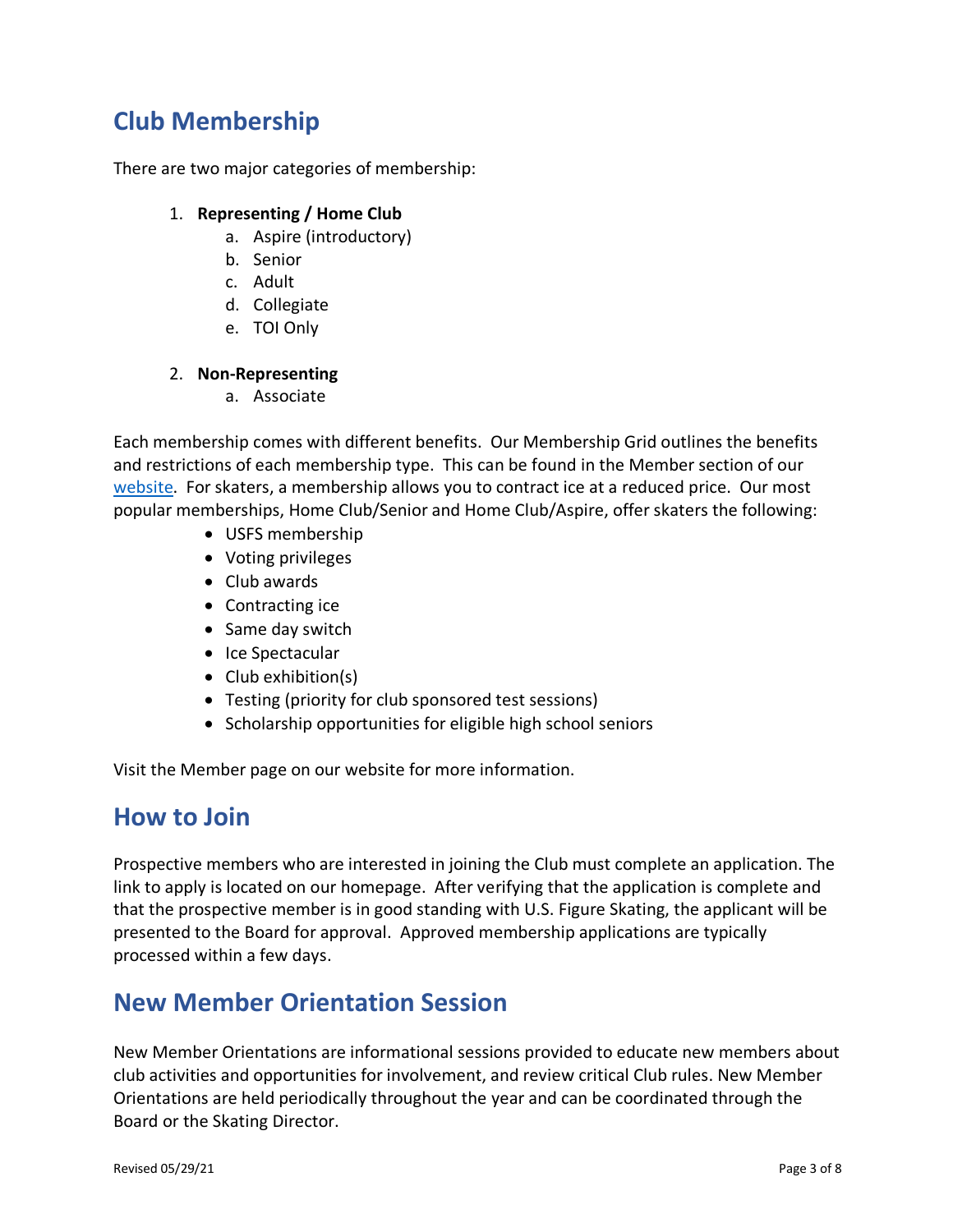## Club Membership

There are two major categories of membership:

1. **Representing / Home Club**
    a. Aspire (introductory)
    b. Senior
    c. Adult
    d. Collegiate
    e. TOI Only

2. **Non-Representing**
    a. Associate

Each membership comes with different benefits. Our Membership Grid outlines the benefits and restrictions of each membership type. This can be found in the Member section of our website. For skaters, a membership allows you to contract ice at a reduced price. Our most popular memberships, Home Club/Senior and Home Club/Aspire, offer skaters the following:

- USFS membership
- Voting privileges
- Club awards
- Contracting ice
- Same day switch
- Ice Spectacular
- Club exhibition(s)
- Testing (priority for club sponsored test sessions)
- Scholarship opportunities for eligible high school seniors

Visit the Member page on our website for more information.

## How to Join

Prospective members who are interested in joining the Club must complete an application. The link to apply is located on our homepage. After verifying that the application is complete and that the prospective member is in good standing with U.S. Figure Skating, the applicant will be presented to the Board for approval. Approved membership applications are typically processed within a few days.

## New Member Orientation Session

New Member Orientations are informational sessions provided to educate new members about club activities and opportunities for involvement, and review critical Club rules. New Member Orientations are held periodically throughout the year and can be coordinated through the Board or the Skating Director.

Revised 05/29/21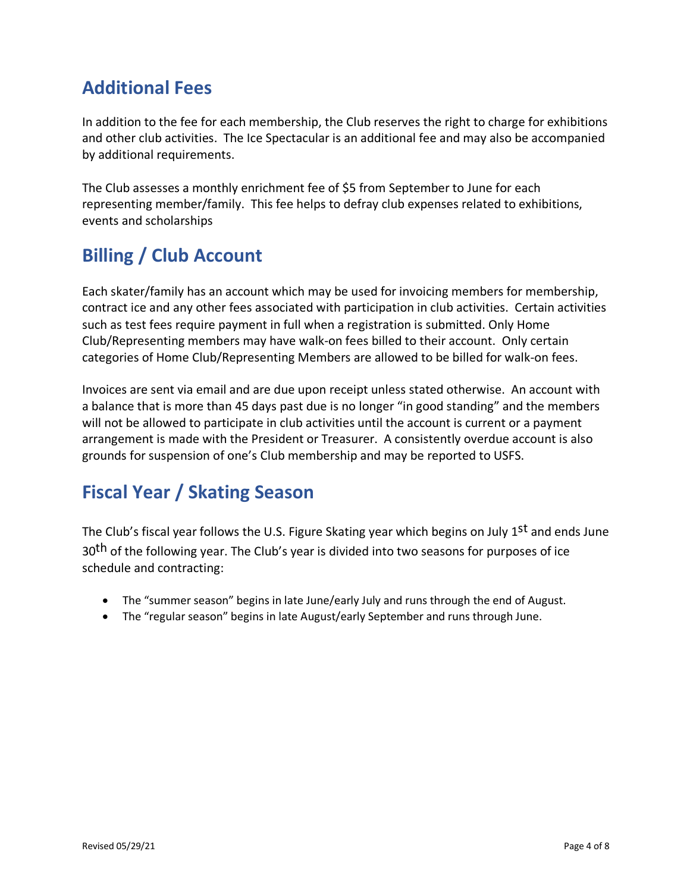## Additional Fees

In addition to the fee for each membership, the Club reserves the right to charge for exhibitions and other club activities. The Ice Spectacular is an additional fee and may also be accompanied by additional requirements.

The Club assesses a monthly enrichment fee of $5 from September to June for each representing member/family. This fee helps to defray club expenses related to exhibitions, events and scholarships

## Billing / Club Account

Each skater/family has an account which may be used for invoicing members for membership, contract ice and any other fees associated with participation in club activities. Certain activities such as test fees require payment in full when a registration is submitted. Only Home Club/Representing members may have walk-on fees billed to their account. Only certain categories of Home Club/Representing Members are allowed to be billed for walk-on fees.

Invoices are sent via email and are due upon receipt unless stated otherwise. An account with a balance that is more than 45 days past due is no longer "in good standing" and the members will not be allowed to participate in club activities until the account is current or a payment arrangement is made with the President or Treasurer. A consistently overdue account is also grounds for suspension of one's Club membership and may be reported to USFS.

## Fiscal Year / Skating Season

The Club's fiscal year follows the U.S. Figure Skating year which begins on July 1st and ends June 30th of the following year. The Club's year is divided into two seasons for purposes of ice schedule and contracting:

- The "summer season" begins in late June/early July and runs through the end of August.
- The "regular season" begins in late August/early September and runs through June.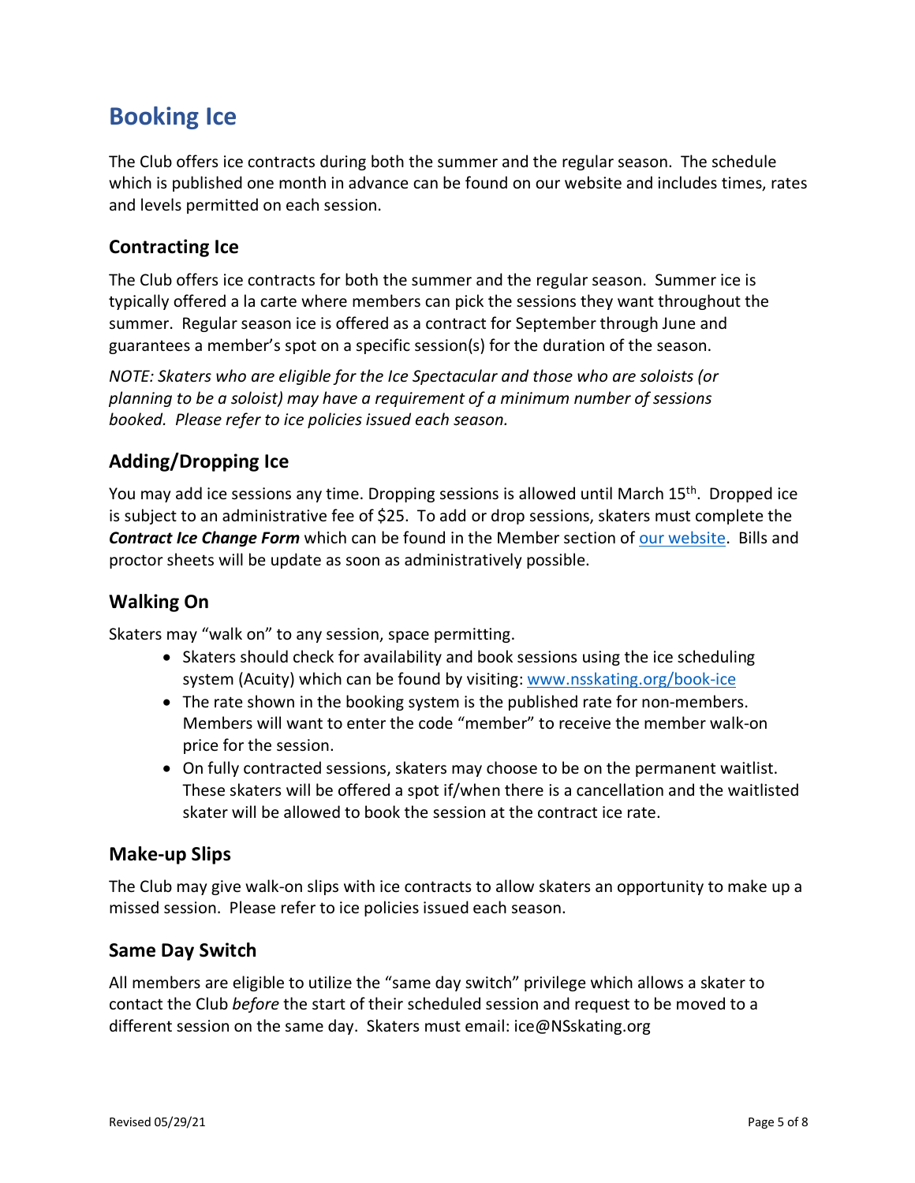# Booking Ice

The Club offers ice contracts during both the summer and the regular season. The schedule which is published one month in advance can be found on our website and includes times, rates and levels permitted on each session.

## Contracting Ice

The Club offers ice contracts for both the summer and the regular season. Summer ice is typically offered a la carte where members can pick the sessions they want throughout the summer. Regular season ice is offered as a contract for September through June and guarantees a member's spot on a specific session(s) for the duration of the season.

*NOTE: Skaters who are eligible for the Ice Spectacular and those who are soloists (or planning to be a soloist) may have a requirement of a minimum number of sessions booked. Please refer to ice policies issued each season.*

## Adding/Dropping Ice

You may add ice sessions any time. Dropping sessions is allowed until March 15th. Dropped ice is subject to an administrative fee of $25. To add or drop sessions, skaters must complete the ***Contract Ice Change Form*** which can be found in the Member section of [our website](). Bills and proctor sheets will be update as soon as administratively possible.

## Walking On

Skaters may "walk on" to any session, space permitting.

- Skaters should check for availability and book sessions using the ice scheduling system (Acuity) which can be found by visiting: [www.nsskating.org/book-ice](www.nsskating.org/book-ice)
- The rate shown in the booking system is the published rate for non-members. Members will want to enter the code "member" to receive the member walk-on price for the session.
- On fully contracted sessions, skaters may choose to be on the permanent waitlist. These skaters will be offered a spot if/when there is a cancellation and the waitlisted skater will be allowed to book the session at the contract ice rate.

## Make-up Slips

The Club may give walk-on slips with ice contracts to allow skaters an opportunity to make up a missed session. Please refer to ice policies issued each season.

## Same Day Switch

All members are eligible to utilize the "same day switch" privilege which allows a skater to contact the Club *before* the start of their scheduled session and request to be moved to a different session on the same day. Skaters must email: ice@NSskating.org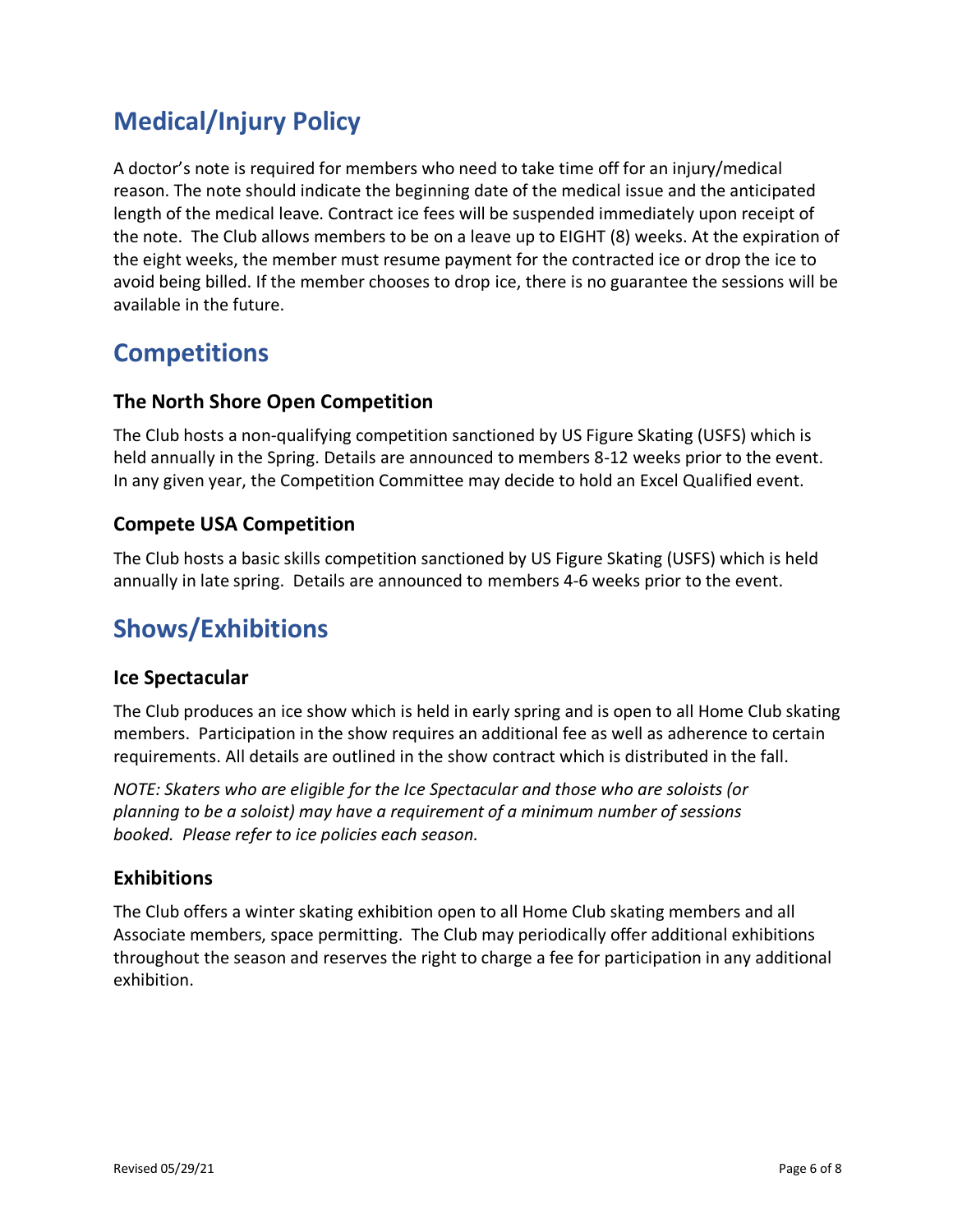## Medical/Injury Policy

A doctor's note is required for members who need to take time off for an injury/medical reason. The note should indicate the beginning date of the medical issue and the anticipated length of the medical leave. Contract ice fees will be suspended immediately upon receipt of the note. The Club allows members to be on a leave up to EIGHT (8) weeks. At the expiration of the eight weeks, the member must resume payment for the contracted ice or drop the ice to avoid being billed. If the member chooses to drop ice, there is no guarantee the sessions will be available in the future.

## Competitions

### The North Shore Open Competition

The Club hosts a non-qualifying competition sanctioned by US Figure Skating (USFS) which is held annually in the Spring. Details are announced to members 8-12 weeks prior to the event. In any given year, the Competition Committee may decide to hold an Excel Qualified event.

### Compete USA Competition

The Club hosts a basic skills competition sanctioned by US Figure Skating (USFS) which is held annually in late spring. Details are announced to members 4-6 weeks prior to the event.

## Shows/Exhibitions

### Ice Spectacular

The Club produces an ice show which is held in early spring and is open to all Home Club skating members. Participation in the show requires an additional fee as well as adherence to certain requirements. All details are outlined in the show contract which is distributed in the fall.

*NOTE: Skaters who are eligible for the Ice Spectacular and those who are soloists (or planning to be a soloist) may have a requirement of a minimum number of sessions booked. Please refer to ice policies each season.*

### Exhibitions

The Club offers a winter skating exhibition open to all Home Club skating members and all Associate members, space permitting. The Club may periodically offer additional exhibitions throughout the season and reserves the right to charge a fee for participation in any additional exhibition.

Revised 05/29/21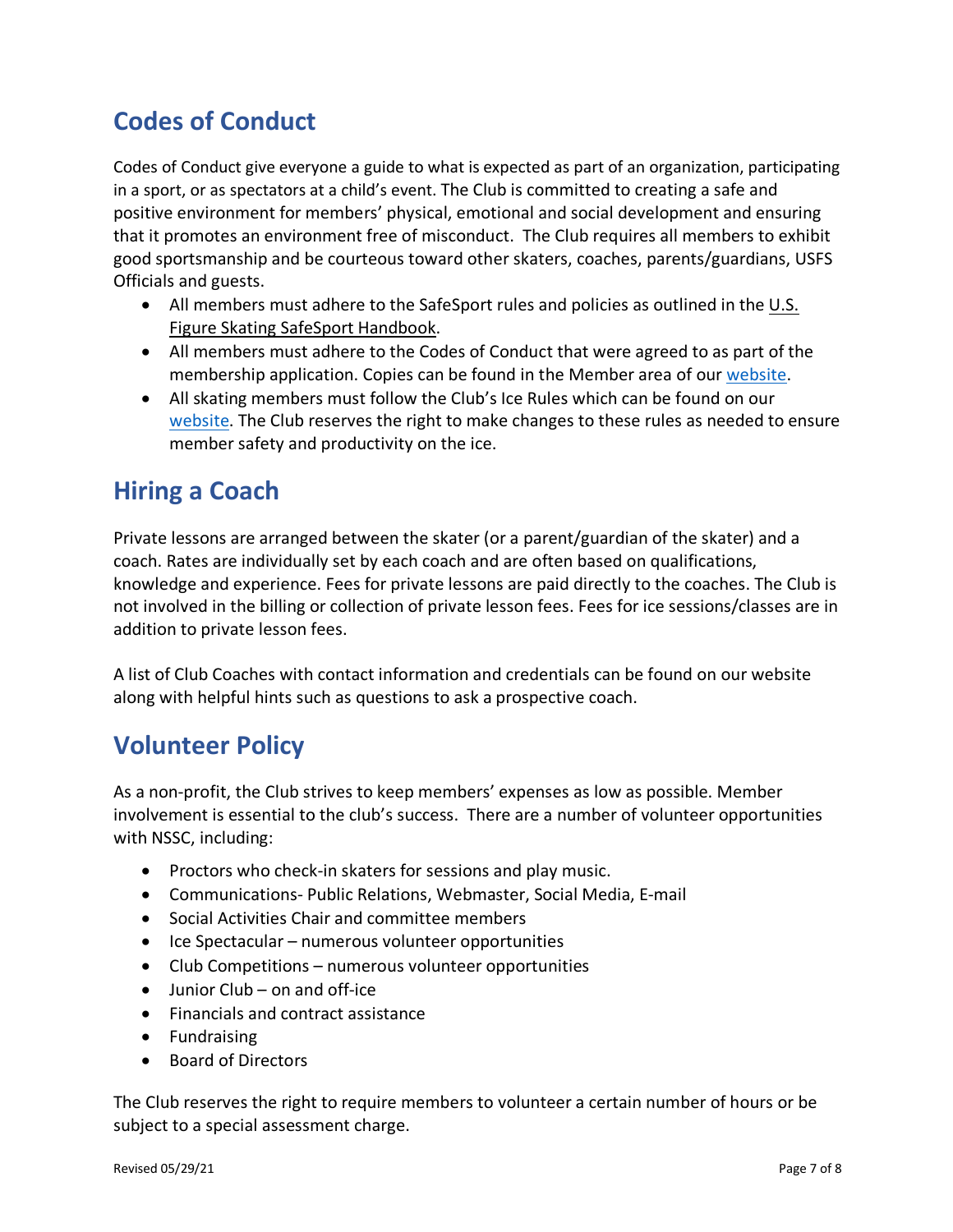## Codes of Conduct

Codes of Conduct give everyone a guide to what is expected as part of an organization, participating in a sport, or as spectators at a child's event. The Club is committed to creating a safe and positive environment for members' physical, emotional and social development and ensuring that it promotes an environment free of misconduct. The Club requires all members to exhibit good sportsmanship and be courteous toward other skaters, coaches, parents/guardians, USFS Officials and guests.

- All members must adhere to the SafeSport rules and policies as outlined in the U.S. Figure Skating SafeSport Handbook.
- All members must adhere to the Codes of Conduct that were agreed to as part of the membership application. Copies can be found in the Member area of our website.
- All skating members must follow the Club's Ice Rules which can be found on our website. The Club reserves the right to make changes to these rules as needed to ensure member safety and productivity on the ice.

## Hiring a Coach

Private lessons are arranged between the skater (or a parent/guardian of the skater) and a coach. Rates are individually set by each coach and are often based on qualifications, knowledge and experience. Fees for private lessons are paid directly to the coaches. The Club is not involved in the billing or collection of private lesson fees. Fees for ice sessions/classes are in addition to private lesson fees.

A list of Club Coaches with contact information and credentials can be found on our website along with helpful hints such as questions to ask a prospective coach.

## Volunteer Policy

As a non-profit, the Club strives to keep members' expenses as low as possible. Member involvement is essential to the club's success. There are a number of volunteer opportunities with NSSC, including:

- Proctors who check-in skaters for sessions and play music.
- Communications- Public Relations, Webmaster, Social Media, E-mail
- Social Activities Chair and committee members
- Ice Spectacular – numerous volunteer opportunities
- Club Competitions – numerous volunteer opportunities
- Junior Club – on and off-ice
- Financials and contract assistance
- Fundraising
- Board of Directors

The Club reserves the right to require members to volunteer a certain number of hours or be subject to a special assessment charge.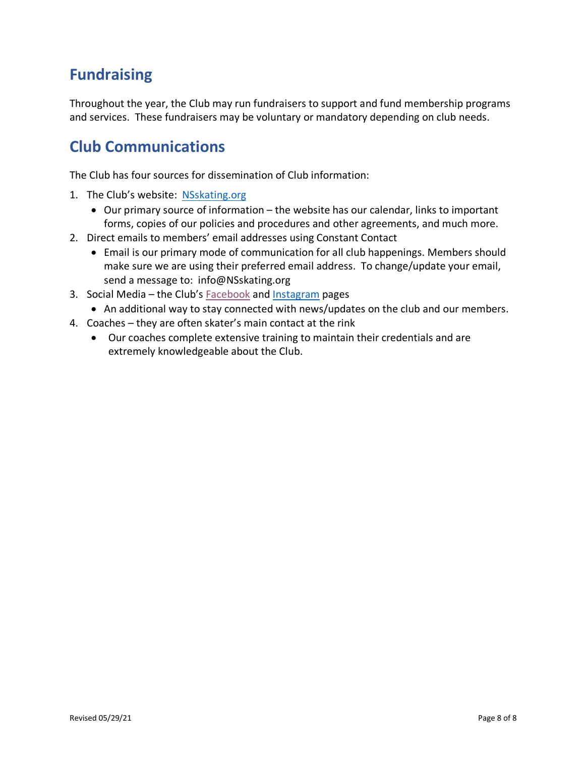## Fundraising

Throughout the year, the Club may run fundraisers to support and fund membership programs and services. These fundraisers may be voluntary or mandatory depending on club needs.

## Club Communications

The Club has four sources for dissemination of Club information:

1. The Club's website: NSskating.org
   - Our primary source of information – the website has our calendar, links to important forms, copies of our policies and procedures and other agreements, and much more.
2. Direct emails to members' email addresses using Constant Contact
   - Email is our primary mode of communication for all club happenings. Members should make sure we are using their preferred email address. To change/update your email, send a message to: info@NSskating.org
3. Social Media – the Club's Facebook and Instagram pages
   - An additional way to stay connected with news/updates on the club and our members.
4. Coaches – they are often skater's main contact at the rink
   - Our coaches complete extensive training to maintain their credentials and are extremely knowledgeable about the Club.

Revised 05/29/21